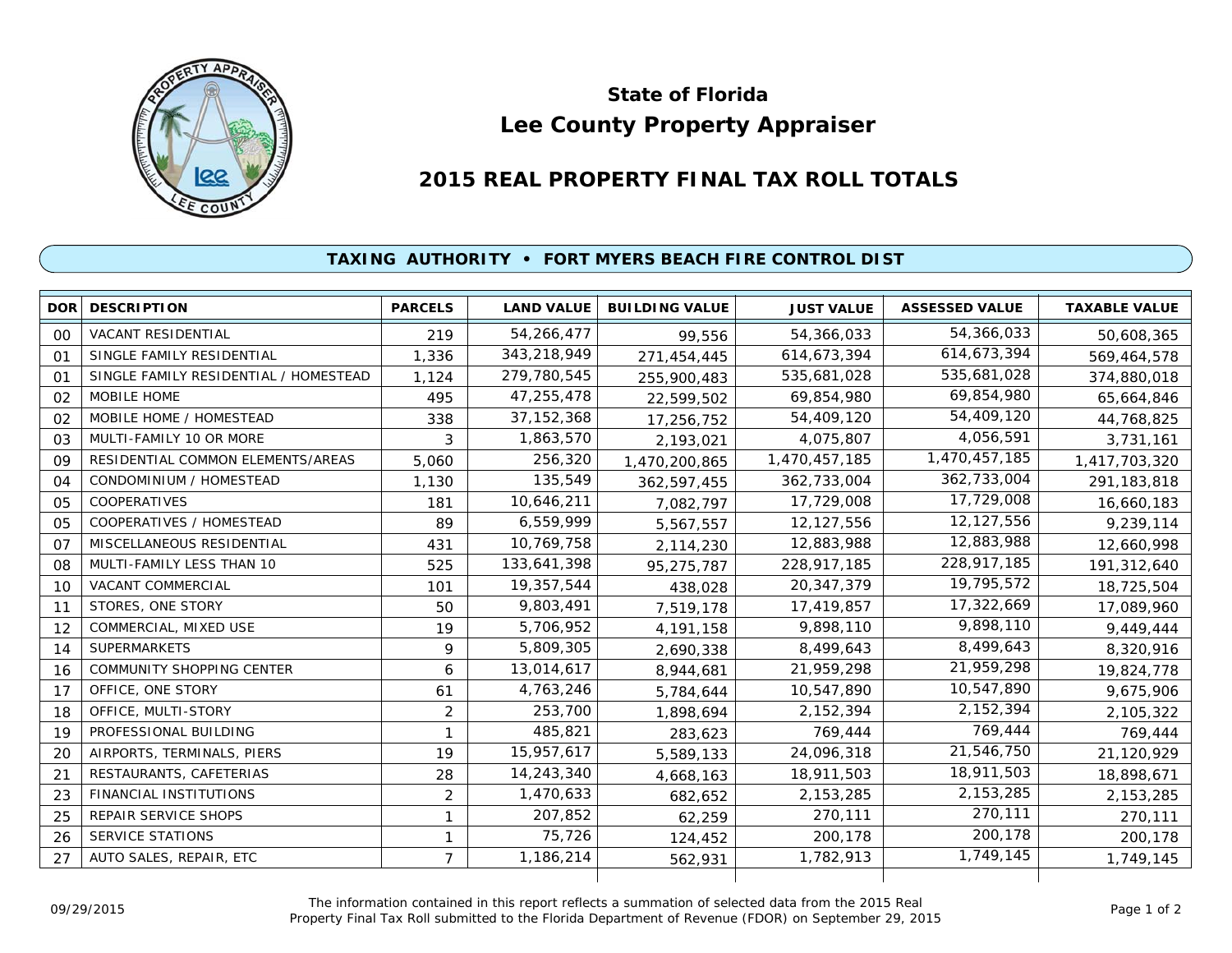# State of Florida

# Lee County Property Appraiser

## 2015 REAL PROPERTY FINAL TAX ROLL TOTALS

### TAXING AUTHORITY • FORT MYERS BEACH FIRE CONTROL DIST

| DOR | DESCRIPTION | PARCELS | LAND VALUE | BUILDING VALUE | JUST VALUE | ASSESSED VALUE | TAXABLE VALUE |
|---|---|---|---|---|---|---|---|
| 00 | VACANT RESIDENTIAL | 219 | 54,266,477 | 99,556 | 54,366,033 | 54,366,033 | 50,608,365 |
| 01 | SINGLE FAMILY RESIDENTIAL | 1,336 | 343,218,949 | 271,454,445 | 614,673,394 | 614,673,394 | 569,464,578 |
| 01 | SINGLE FAMILY RESIDENTIAL / HOMESTEAD | 1,124 | 279,780,545 | 255,900,483 | 535,681,028 | 535,681,028 | 374,880,018 |
| 02 | MOBILE HOME | 495 | 47,255,478 | 22,599,502 | 69,854,980 | 69,854,980 | 65,664,846 |
| 02 | MOBILE HOME / HOMESTEAD | 338 | 37,152,368 | 17,256,752 | 54,409,120 | 54,409,120 | 44,768,825 |
| 03 | MULTI-FAMILY 10 OR MORE | 3 | 1,863,570 | 2,193,021 | 4,075,807 | 4,056,591 | 3,731,161 |
| 09 | RESIDENTIAL COMMON ELEMENTS/AREAS | 5,060 | 256,320 | 1,470,200,865 | 1,470,457,185 | 1,470,457,185 | 1,417,703,320 |
| 04 | CONDOMINIUM / HOMESTEAD | 1,130 | 135,549 | 362,597,455 | 362,733,004 | 362,733,004 | 291,183,818 |
| 05 | COOPERATIVES | 181 | 10,646,211 | 7,082,797 | 17,729,008 | 17,729,008 | 16,660,183 |
| 05 | COOPERATIVES / HOMESTEAD | 89 | 6,559,999 | 5,567,557 | 12,127,556 | 12,127,556 | 9,239,114 |
| 07 | MISCELLANEOUS RESIDENTIAL | 431 | 10,769,758 | 2,114,230 | 12,883,988 | 12,883,988 | 12,660,998 |
| 08 | MULTI-FAMILY LESS THAN 10 | 525 | 133,641,398 | 95,275,787 | 228,917,185 | 228,917,185 | 191,312,640 |
| 10 | VACANT COMMERCIAL | 101 | 19,357,544 | 438,028 | 20,347,379 | 19,795,572 | 18,725,504 |
| 11 | STORES, ONE STORY | 50 | 9,803,491 | 7,519,178 | 17,419,857 | 17,322,669 | 17,089,960 |
| 12 | COMMERCIAL, MIXED USE | 19 | 5,706,952 | 4,191,158 | 9,898,110 | 9,898,110 | 9,449,444 |
| 14 | SUPERMARKETS | 9 | 5,809,305 | 2,690,338 | 8,499,643 | 8,499,643 | 8,320,916 |
| 16 | COMMUNITY SHOPPING CENTER | 6 | 13,014,617 | 8,944,681 | 21,959,298 | 21,959,298 | 19,824,778 |
| 17 | OFFICE, ONE STORY | 61 | 4,763,246 | 5,784,644 | 10,547,890 | 10,547,890 | 9,675,906 |
| 18 | OFFICE, MULTI-STORY | 2 | 253,700 | 1,898,694 | 2,152,394 | 2,152,394 | 2,105,322 |
| 19 | PROFESSIONAL BUILDING | 1 | 485,821 | 283,623 | 769,444 | 769,444 | 769,444 |
| 20 | AIRPORTS, TERMINALS, PIERS | 19 | 15,957,617 | 5,589,133 | 24,096,318 | 21,546,750 | 21,120,929 |
| 21 | RESTAURANTS, CAFETERIAS | 28 | 14,243,340 | 4,668,163 | 18,911,503 | 18,911,503 | 18,898,671 |
| 23 | FINANCIAL INSTITUTIONS | 2 | 1,470,633 | 682,652 | 2,153,285 | 2,153,285 | 2,153,285 |
| 25 | REPAIR SERVICE SHOPS | 1 | 207,852 | 62,259 | 270,111 | 270,111 | 270,111 |
| 26 | SERVICE STATIONS | 1 | 75,726 | 124,452 | 200,178 | 200,178 | 200,178 |
| 27 | AUTO SALES, REPAIR, ETC | 7 | 1,186,214 | 562,931 | 1,782,913 | 1,749,145 | 1,749,145 |

09/29/2015

The information contained in this report reflects a summation of selected data from the 2015 Real Property Final Tax Roll submitted to the Florida Department of Revenue (FDOR) on September 29, 2015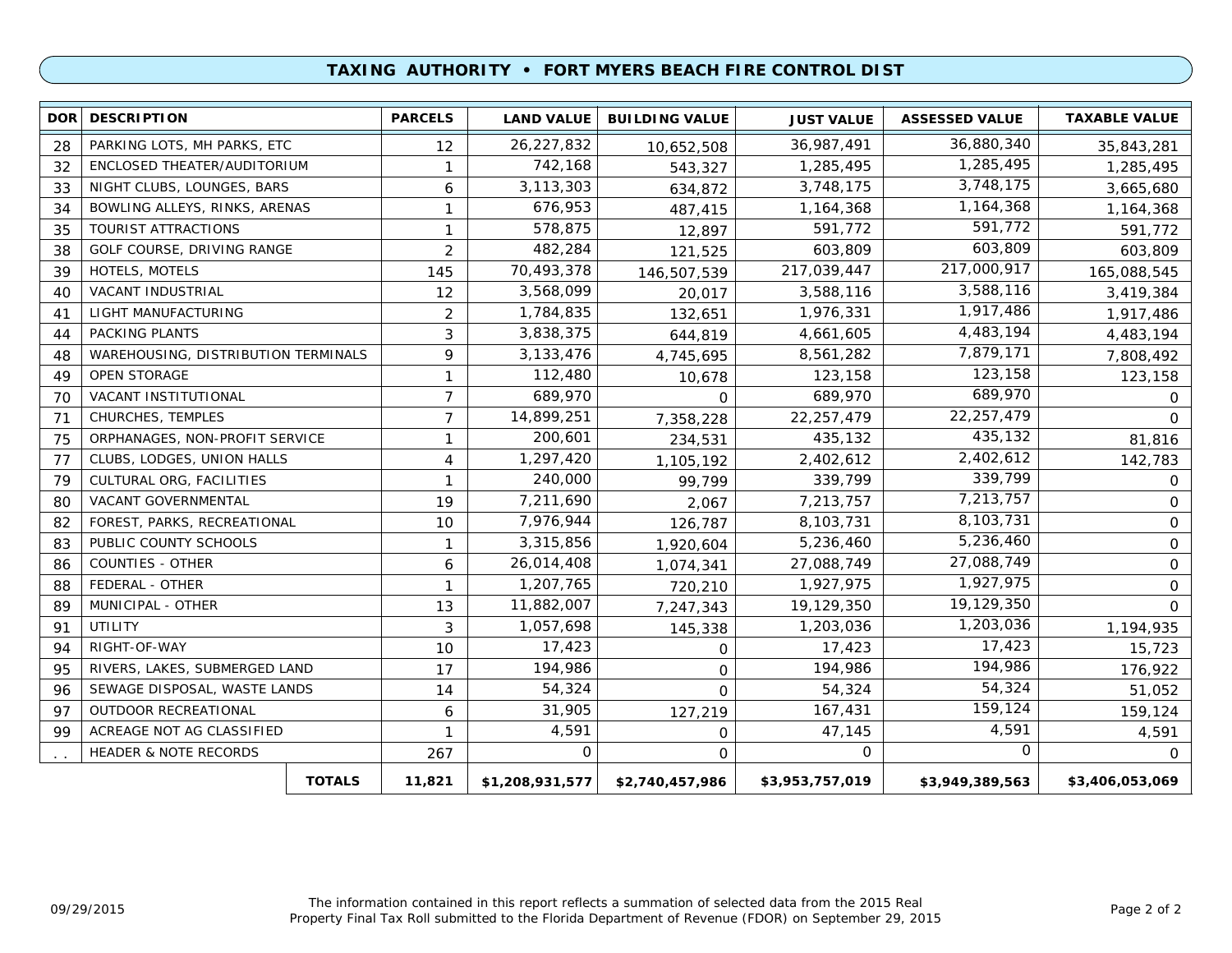## TAXING AUTHORITY • FORT MYERS BEACH FIRE CONTROL DIST

| DOR | DESCRIPTION | PARCELS | LAND VALUE | BUILDING VALUE | JUST VALUE | ASSESSED VALUE | TAXABLE VALUE |
|---|---|---|---|---|---|---|---|
| 28 | PARKING LOTS, MH PARKS, ETC | 12 | 26,227,832 | 10,652,508 | 36,987,491 | 36,880,340 | 35,843,281 |
| 32 | ENCLOSED THEATER/AUDITORIUM | 1 | 742,168 | 543,327 | 1,285,495 | 1,285,495 | 1,285,495 |
| 33 | NIGHT CLUBS, LOUNGES, BARS | 6 | 3,113,303 | 634,872 | 3,748,175 | 3,748,175 | 3,665,680 |
| 34 | BOWLING ALLEYS, RINKS, ARENAS | 1 | 676,953 | 487,415 | 1,164,368 | 1,164,368 | 1,164,368 |
| 35 | TOURIST ATTRACTIONS | 1 | 578,875 | 12,897 | 591,772 | 591,772 | 591,772 |
| 38 | GOLF COURSE, DRIVING RANGE | 2 | 482,284 | 121,525 | 603,809 | 603,809 | 603,809 |
| 39 | HOTELS, MOTELS | 145 | 70,493,378 | 146,507,539 | 217,039,447 | 217,000,917 | 165,088,545 |
| 40 | VACANT INDUSTRIAL | 12 | 3,568,099 | 20,017 | 3,588,116 | 3,588,116 | 3,419,384 |
| 41 | LIGHT MANUFACTURING | 2 | 1,784,835 | 132,651 | 1,976,331 | 1,917,486 | 1,917,486 |
| 44 | PACKING PLANTS | 3 | 3,838,375 | 644,819 | 4,661,605 | 4,483,194 | 4,483,194 |
| 48 | WAREHOUSING, DISTRIBUTION TERMINALS | 9 | 3,133,476 | 4,745,695 | 8,561,282 | 7,879,171 | 7,808,492 |
| 49 | OPEN STORAGE | 1 | 112,480 | 10,678 | 123,158 | 123,158 | 123,158 |
| 70 | VACANT INSTITUTIONAL | 7 | 689,970 | 0 | 689,970 | 689,970 | 0 |
| 71 | CHURCHES, TEMPLES | 7 | 14,899,251 | 7,358,228 | 22,257,479 | 22,257,479 | 0 |
| 75 | ORPHANAGES, NON-PROFIT SERVICE | 1 | 200,601 | 234,531 | 435,132 | 435,132 | 81,816 |
| 77 | CLUBS, LODGES, UNION HALLS | 4 | 1,297,420 | 1,105,192 | 2,402,612 | 2,402,612 | 142,783 |
| 79 | CULTURAL ORG, FACILITIES | 1 | 240,000 | 99,799 | 339,799 | 339,799 | 0 |
| 80 | VACANT GOVERNMENTAL | 19 | 7,211,690 | 2,067 | 7,213,757 | 7,213,757 | 0 |
| 82 | FOREST, PARKS, RECREATIONAL | 10 | 7,976,944 | 126,787 | 8,103,731 | 8,103,731 | 0 |
| 83 | PUBLIC COUNTY SCHOOLS | 1 | 3,315,856 | 1,920,604 | 5,236,460 | 5,236,460 | 0 |
| 86 | COUNTIES - OTHER | 6 | 26,014,408 | 1,074,341 | 27,088,749 | 27,088,749 | 0 |
| 88 | FEDERAL - OTHER | 1 | 1,207,765 | 720,210 | 1,927,975 | 1,927,975 | 0 |
| 89 | MUNICIPAL - OTHER | 13 | 11,882,007 | 7,247,343 | 19,129,350 | 19,129,350 | 0 |
| 91 | UTILITY | 3 | 1,057,698 | 145,338 | 1,203,036 | 1,203,036 | 1,194,935 |
| 94 | RIGHT-OF-WAY | 10 | 17,423 | 0 | 17,423 | 17,423 | 15,723 |
| 95 | RIVERS, LAKES, SUBMERGED LAND | 17 | 194,986 | 0 | 194,986 | 194,986 | 176,922 |
| 96 | SEWAGE DISPOSAL, WASTE LANDS | 14 | 54,324 | 0 | 54,324 | 54,324 | 51,052 |
| 97 | OUTDOOR RECREATIONAL | 6 | 31,905 | 127,219 | 167,431 | 159,124 | 159,124 |
| 99 | ACREAGE NOT AG CLASSIFIED | 1 | 4,591 | 0 | 47,145 | 4,591 | 4,591 |
| .. | HEADER & NOTE RECORDS | 267 | 0 | 0 | 0 | 0 | 0 |
| | **TOTALS** | **11,821** | **$1,208,931,577** | **$2,740,457,986** | **$3,953,757,019** | **$3,949,389,563** | **$3,406,053,069** |

09/29/2015

The information contained in this report reflects a summation of selected data from the 2015 Real Property Final Tax Roll submitted to the Florida Department of Revenue (FDOR) on September 29, 2015